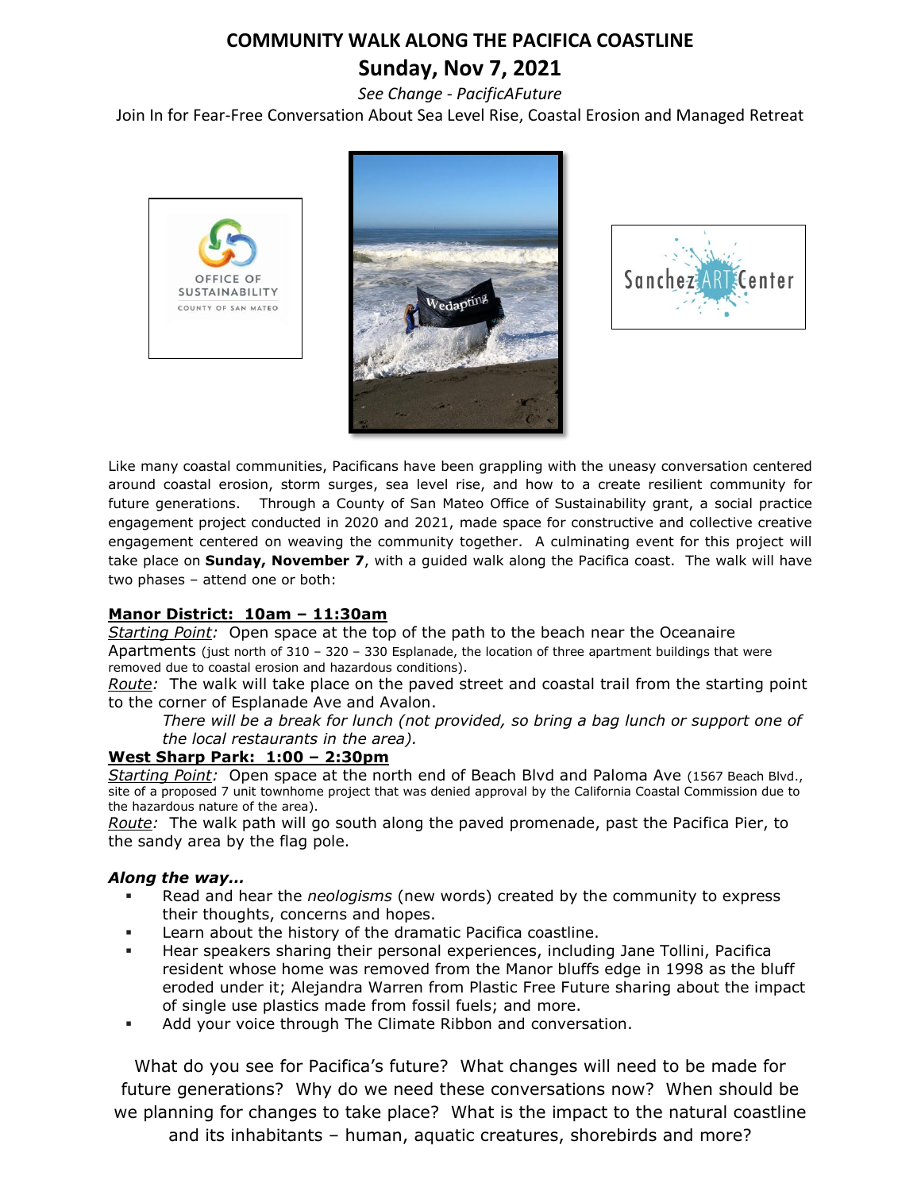# COMMUNITY WALK ALONG THE PACIFICA COASTLINE

## Sunday, Nov 7, 2021

*See Change - PacificAFuture*

Join In for Fear-Free Conversation About Sea Level Rise, Coastal Erosion and Managed Retreat

Like many coastal communities, Pacificans have been grappling with the uneasy conversation centered around coastal erosion, storm surges, sea level rise, and how to a create resilient community for future generations. Through a County of San Mateo Office of Sustainability grant, a social practice engagement project conducted in 2020 and 2021, made space for constructive and collective creative engagement centered on weaving the community together. A culminating event for this project will take place on **Sunday, November 7**, with a guided walk along the Pacifica coast. The walk will have two phases – attend one or both:

**Manor District: 10am – 11:30am**

*Starting Point:* Open space at the top of the path to the beach near the Oceanaire Apartments (just north of 310 – 320 – 330 Esplanade, the location of three apartment buildings that were removed due to coastal erosion and hazardous conditions).

*Route:* The walk will take place on the paved street and coastal trail from the starting point to the corner of Esplanade Ave and Avalon.

*There will be a break for lunch (not provided, so bring a bag lunch or support one of the local restaurants in the area).*

**West Sharp Park: 1:00 – 2:30pm**

*Starting Point:* Open space at the north end of Beach Blvd and Paloma Ave (1567 Beach Blvd., site of a proposed 7 unit townhome project that was denied approval by the California Coastal Commission due to the hazardous nature of the area).

*Route:* The walk path will go south along the paved promenade, past the Pacifica Pier, to the sandy area by the flag pole.

***Along the way…***

- Read and hear the *neologisms* (new words) created by the community to express their thoughts, concerns and hopes.
- Learn about the history of the dramatic Pacifica coastline.
- Hear speakers sharing their personal experiences, including Jane Tollini, Pacifica resident whose home was removed from the Manor bluffs edge in 1998 as the bluff eroded under it; Alejandra Warren from Plastic Free Future sharing about the impact of single use plastics made from fossil fuels; and more.
- Add your voice through The Climate Ribbon and conversation.

What do you see for Pacifica's future? What changes will need to be made for future generations? Why do we need these conversations now? When should be we planning for changes to take place? What is the impact to the natural coastline and its inhabitants – human, aquatic creatures, shorebirds and more?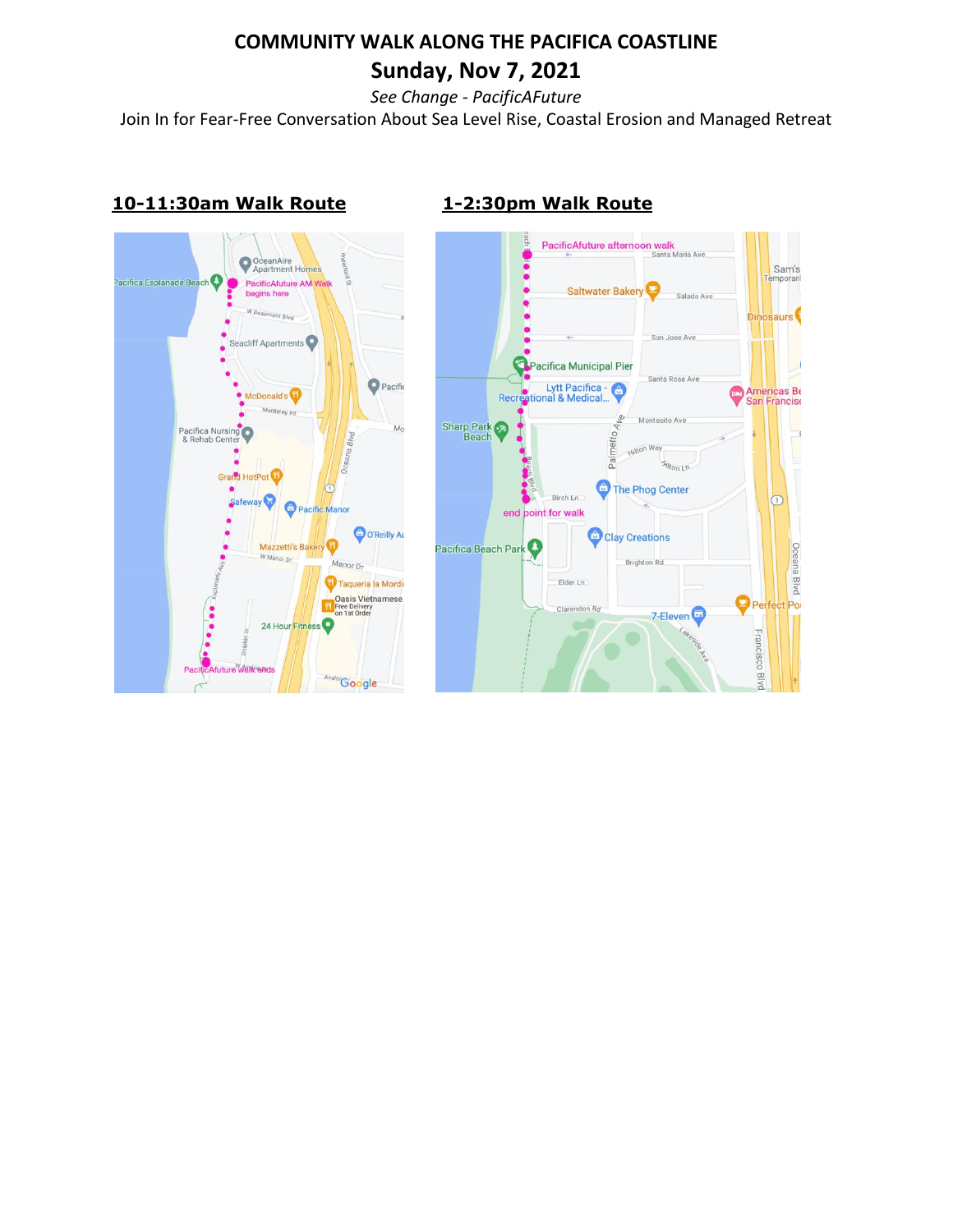# COMMUNITY WALK ALONG THE PACIFICA COASTLINE

## Sunday, Nov 7, 2021

*See Change - PacificAFuture*

Join In for Fear-Free Conversation About Sea Level Rise, Coastal Erosion and Managed Retreat

**10-11:30am Walk Route**

PacificAfuture AM Walk begins here

PacificAfuture walk ends

**1-2:30pm Walk Route**

PacificAfuture afternoon walk

end point for walk